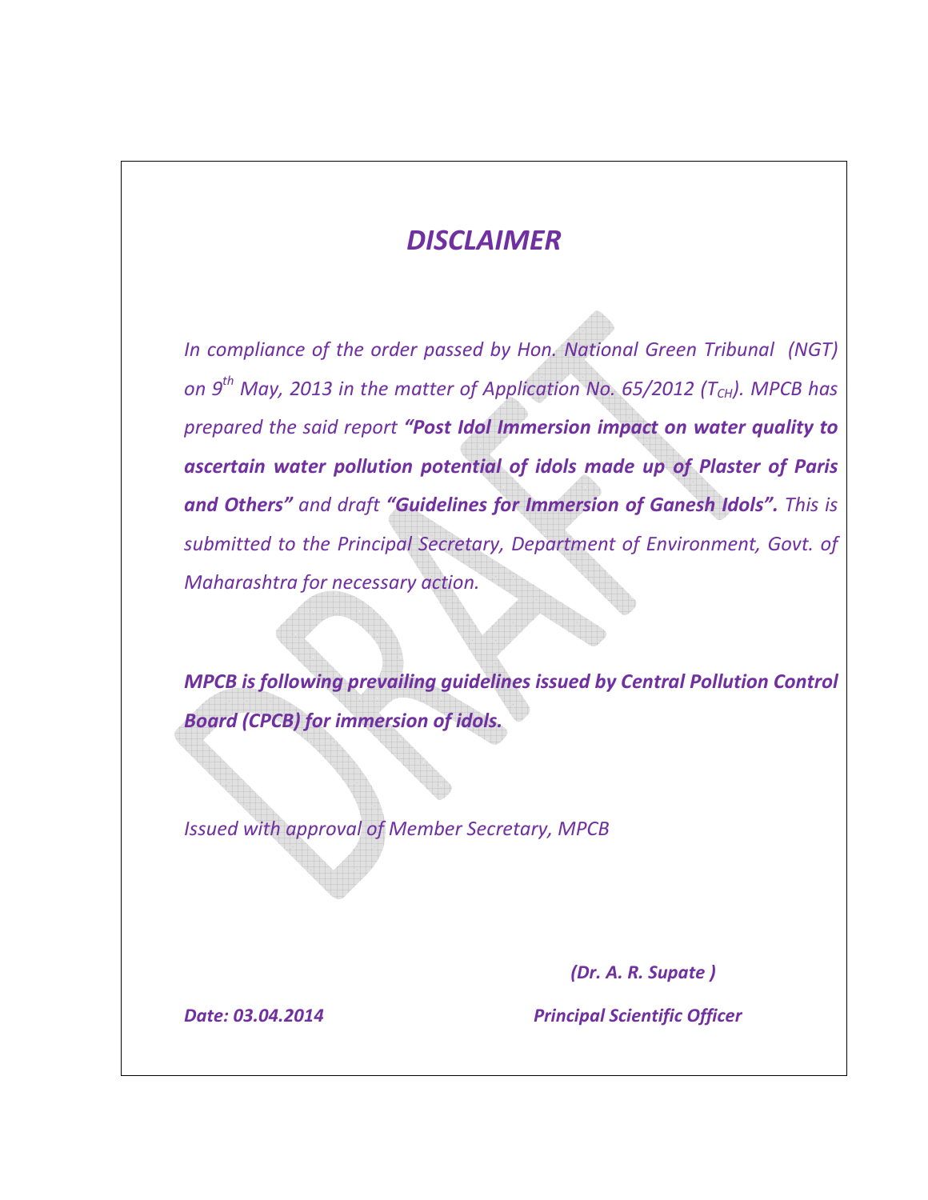# *DISCLAIMER*

*In compliance of the order passed by Hon. National Green Tribunal (NGT) on 9th May, 2013 in the matter of Application No. 65/2012 ($T_{CH}$). MPCB has prepared the said report **"Post Idol Immersion impact on water quality to ascertain water pollution potential of idols made up of Plaster of Paris and Others"** and draft **"Guidelines for Immersion of Ganesh Idols".** This is submitted to the Principal Secretary, Department of Environment, Govt. of Maharashtra for necessary action.*

***MPCB is following prevailing guidelines issued by Central Pollution Control Board (CPCB) for immersion of idols.***

*Issued with approval of Member Secretary, MPCB*

***(Dr. A. R. Supate )***

***Date: 03.04.2014*** ***Principal Scientific Officer***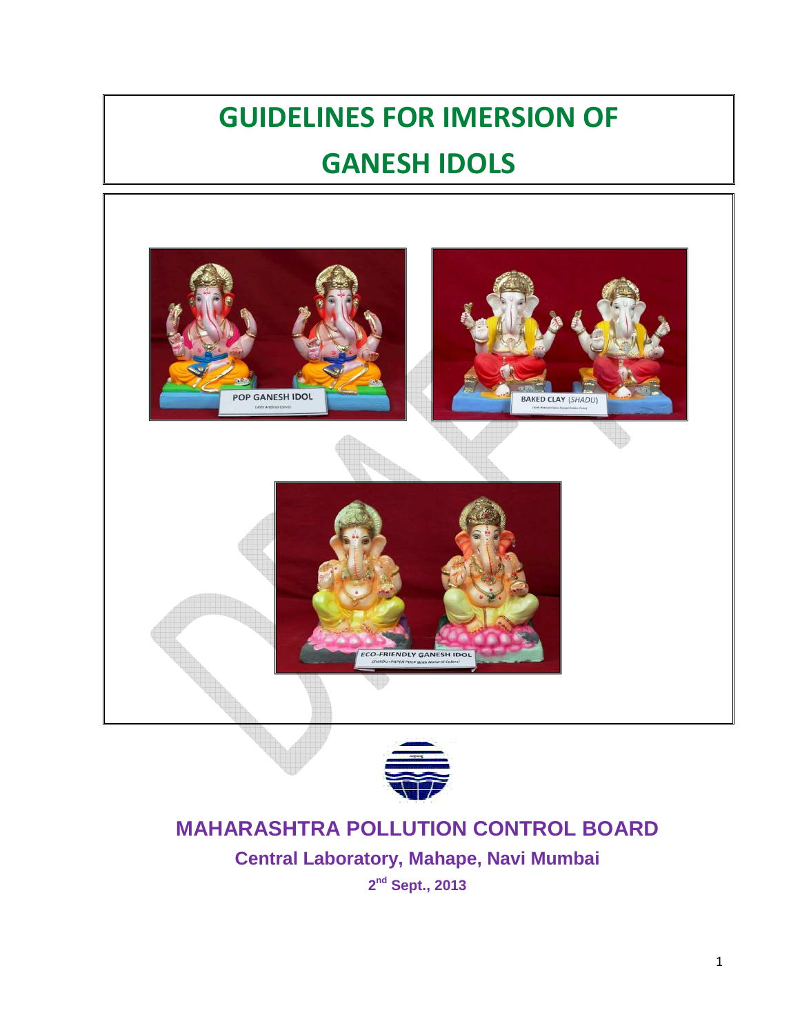# GUIDELINES FOR IMERSION OF GANESH IDOLS

MAHARASHTRA POLLUTION CONTROL BOARD

Central Laboratory, Mahape, Navi Mumbai

2nd Sept., 2013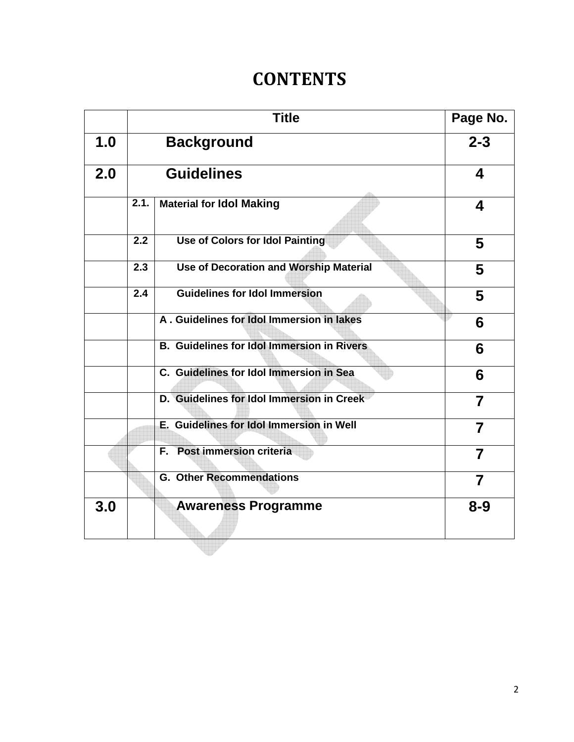# CONTENTS

| | | Title | Page No. |
|---|---|---|---|
| **1.0** | | **Background** | **2-3** |
| **2.0** | | **Guidelines** | **4** |
| | **2.1.** | **Material for Idol Making** | **4** |
| | **2.2** | **Use of Colors for Idol Painting** | **5** |
| | **2.3** | **Use of Decoration and Worship Material** | **5** |
| | **2.4** | **Guidelines for Idol Immersion** | **5** |
| | | **A . Guidelines for Idol Immersion in lakes** | **6** |
| | | **B. Guidelines for Idol Immersion in Rivers** | **6** |
| | | **C. Guidelines for Idol Immersion in Sea** | **6** |
| | | **D. Guidelines for Idol Immersion in Creek** | **7** |
| | | **E. Guidelines for Idol Immersion in Well** | **7** |
| | | **F. Post immersion criteria** | **7** |
| | | **G. Other Recommendations** | **7** |
| **3.0** | | **Awareness Programme** | **8-9** |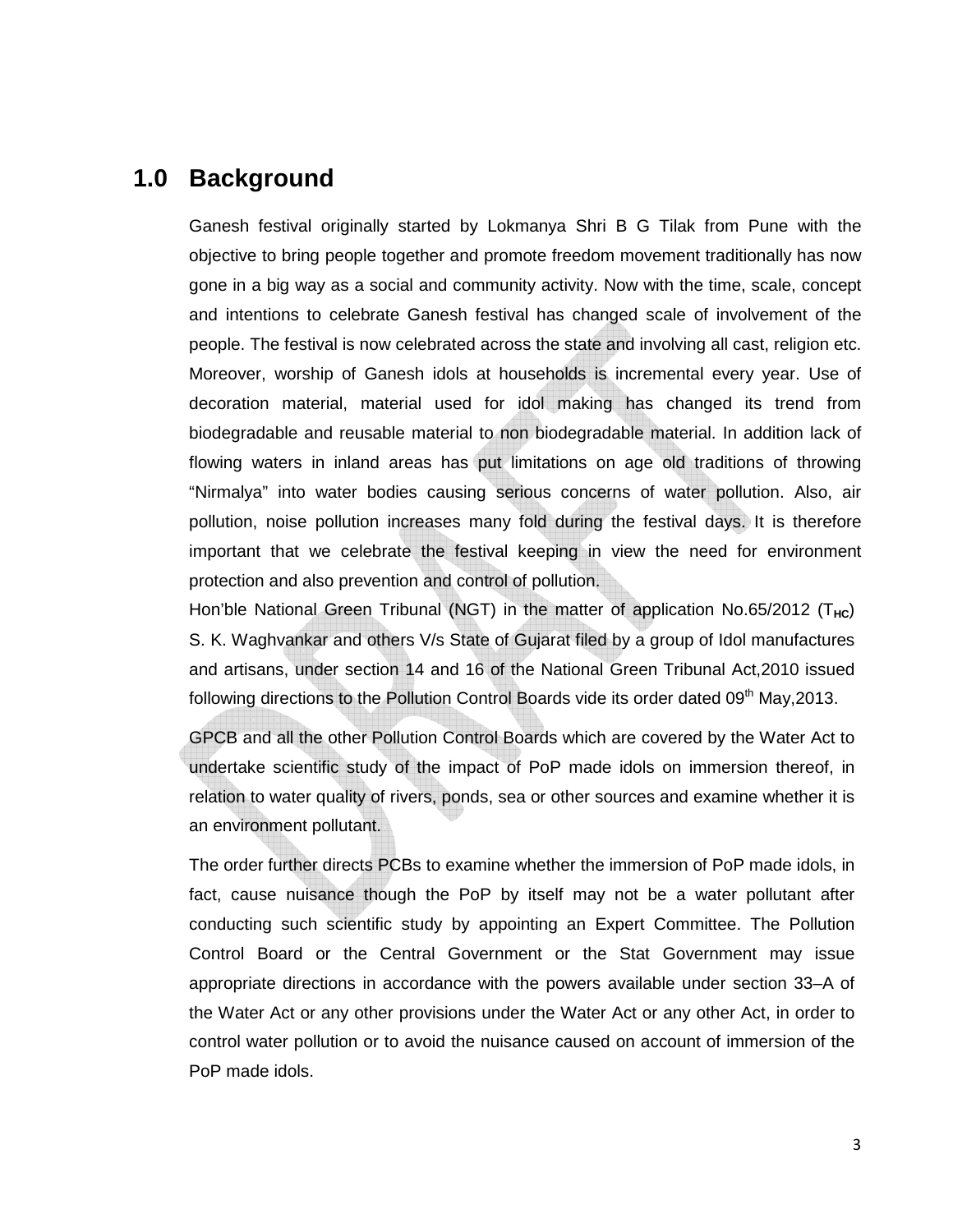# 1.0 Background

Ganesh festival originally started by Lokmanya Shri B G Tilak from Pune with the objective to bring people together and promote freedom movement traditionally has now gone in a big way as a social and community activity. Now with the time, scale, concept and intentions to celebrate Ganesh festival has changed scale of involvement of the people. The festival is now celebrated across the state and involving all cast, religion etc. Moreover, worship of Ganesh idols at households is incremental every year. Use of decoration material, material used for idol making has changed its trend from biodegradable and reusable material to non biodegradable material. In addition lack of flowing waters in inland areas has put limitations on age old traditions of throwing "Nirmalya" into water bodies causing serious concerns of water pollution. Also, air pollution, noise pollution increases many fold during the festival days. It is therefore important that we celebrate the festival keeping in view the need for environment protection and also prevention and control of pollution.

Hon'ble National Green Tribunal (NGT) in the matter of application No.65/2012 ($T_{HC}$) S. K. Waghvankar and others V/s State of Gujarat filed by a group of Idol manufactures and artisans, under section 14 and 16 of the National Green Tribunal Act,2010 issued following directions to the Pollution Control Boards vide its order dated 09th May,2013.

GPCB and all the other Pollution Control Boards which are covered by the Water Act to undertake scientific study of the impact of PoP made idols on immersion thereof, in relation to water quality of rivers, ponds, sea or other sources and examine whether it is an environment pollutant.

The order further directs PCBs to examine whether the immersion of PoP made idols, in fact, cause nuisance though the PoP by itself may not be a water pollutant after conducting such scientific study by appointing an Expert Committee. The Pollution Control Board or the Central Government or the Stat Government may issue appropriate directions in accordance with the powers available under section 33–A of the Water Act or any other provisions under the Water Act or any other Act, in order to control water pollution or to avoid the nuisance caused on account of immersion of the PoP made idols.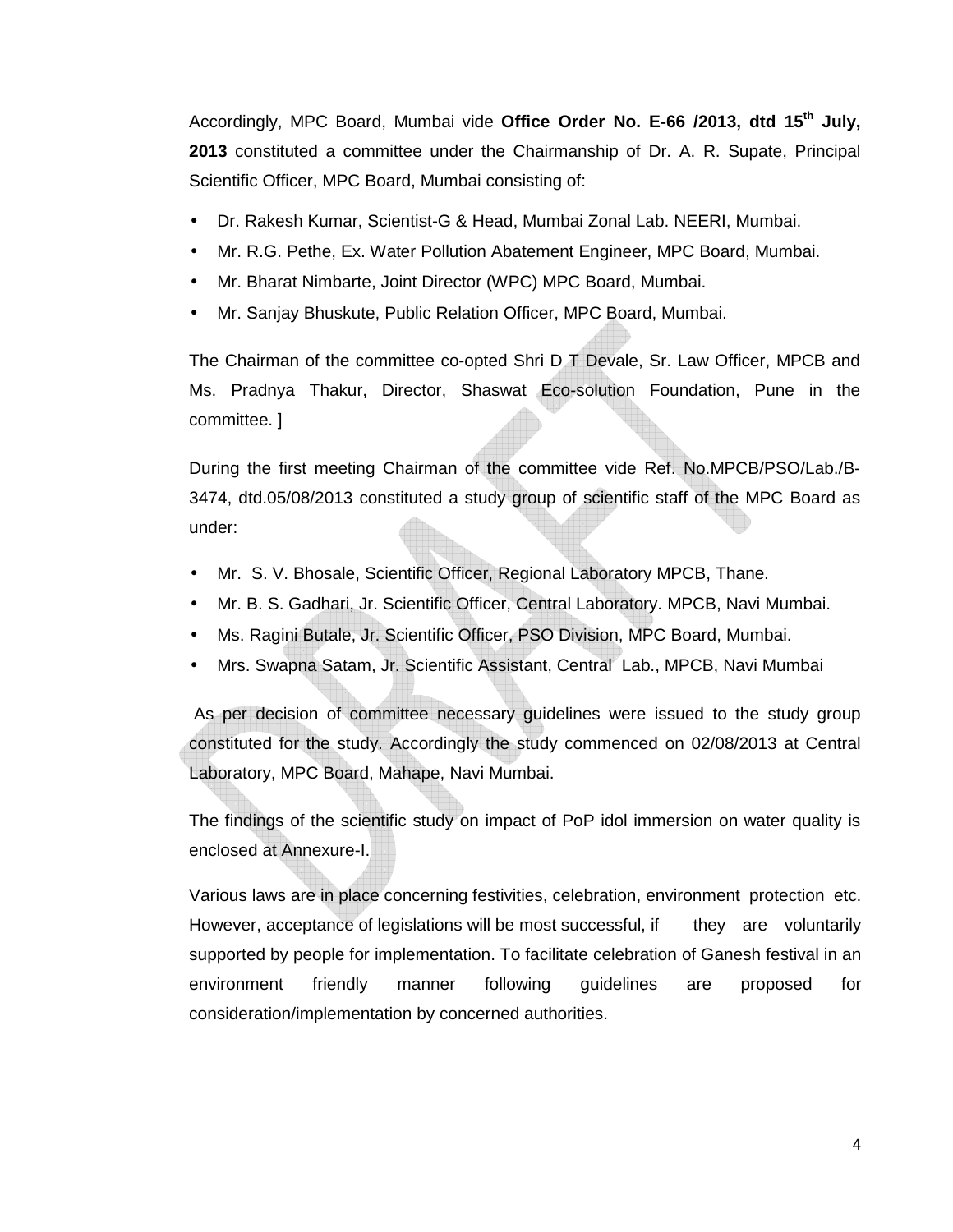Accordingly, MPC Board, Mumbai vide **Office Order No. E-66 /2013, dtd 15th July, 2013** constituted a committee under the Chairmanship of Dr. A. R. Supate, Principal Scientific Officer, MPC Board, Mumbai consisting of:

- Dr. Rakesh Kumar, Scientist-G & Head, Mumbai Zonal Lab. NEERI, Mumbai.
- Mr. R.G. Pethe, Ex. Water Pollution Abatement Engineer, MPC Board, Mumbai.
- Mr. Bharat Nimbarte, Joint Director (WPC) MPC Board, Mumbai.
- Mr. Sanjay Bhuskute, Public Relation Officer, MPC Board, Mumbai.

The Chairman of the committee co-opted Shri D T Devale, Sr. Law Officer, MPCB and Ms. Pradnya Thakur, Director, Shaswat Eco-solution Foundation, Pune in the committee. ]

During the first meeting Chairman of the committee vide Ref. No.MPCB/PSO/Lab./B-3474, dtd.05/08/2013 constituted a study group of scientific staff of the MPC Board as under:

- Mr. S. V. Bhosale, Scientific Officer, Regional Laboratory MPCB, Thane.
- Mr. B. S. Gadhari, Jr. Scientific Officer, Central Laboratory. MPCB, Navi Mumbai.
- Ms. Ragini Butale, Jr. Scientific Officer, PSO Division, MPC Board, Mumbai.
- Mrs. Swapna Satam, Jr. Scientific Assistant, Central Lab., MPCB, Navi Mumbai

As per decision of committee necessary guidelines were issued to the study group constituted for the study. Accordingly the study commenced on 02/08/2013 at Central Laboratory, MPC Board, Mahape, Navi Mumbai.

The findings of the scientific study on impact of PoP idol immersion on water quality is enclosed at Annexure-I.

Various laws are in place concerning festivities, celebration, environment protection etc. However, acceptance of legislations will be most successful, if they are voluntarily supported by people for implementation. To facilitate celebration of Ganesh festival in an environment friendly manner following guidelines are proposed for consideration/implementation by concerned authorities.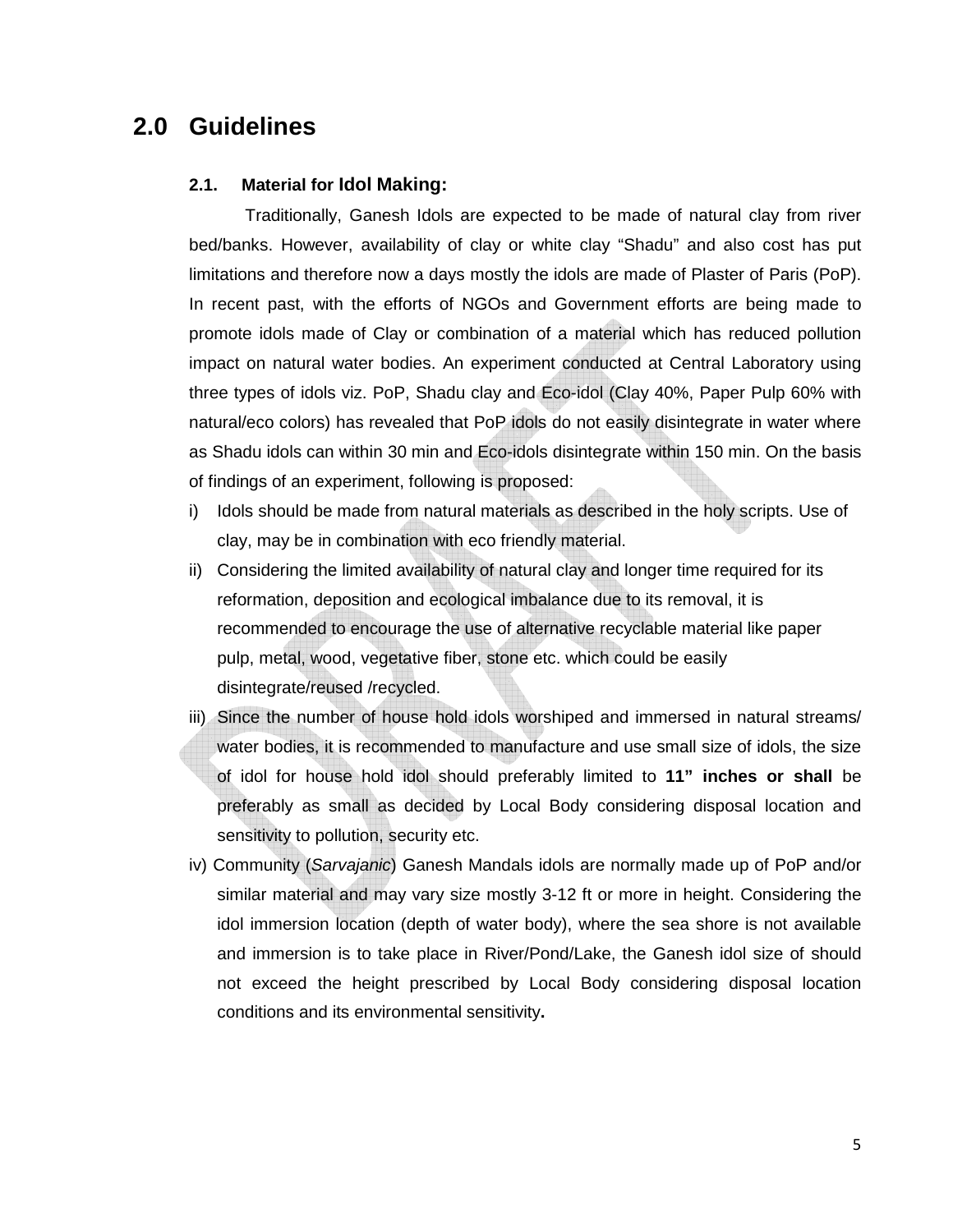# 2.0 Guidelines

## 2.1. Material for Idol Making:

Traditionally, Ganesh Idols are expected to be made of natural clay from river bed/banks. However, availability of clay or white clay "Shadu" and also cost has put limitations and therefore now a days mostly the idols are made of Plaster of Paris (PoP). In recent past, with the efforts of NGOs and Government efforts are being made to promote idols made of Clay or combination of a material which has reduced pollution impact on natural water bodies. An experiment conducted at Central Laboratory using three types of idols viz. PoP, Shadu clay and Eco-idol (Clay 40%, Paper Pulp 60% with natural/eco colors) has revealed that PoP idols do not easily disintegrate in water where as Shadu idols can within 30 min and Eco-idols disintegrate within 150 min. On the basis of findings of an experiment, following is proposed:

i) Idols should be made from natural materials as described in the holy scripts. Use of clay, may be in combination with eco friendly material.

ii) Considering the limited availability of natural clay and longer time required for its reformation, deposition and ecological imbalance due to its removal, it is recommended to encourage the use of alternative recyclable material like paper pulp, metal, wood, vegetative fiber, stone etc. which could be easily disintegrate/reused /recycled.

iii) Since the number of house hold idols worshiped and immersed in natural streams/ water bodies, it is recommended to manufacture and use small size of idols, the size of idol for house hold idol should preferably limited to **11" inches or shall** be preferably as small as decided by Local Body considering disposal location and sensitivity to pollution, security etc.

iv) Community (*Sarvajanic*) Ganesh Mandals idols are normally made up of PoP and/or similar material and may vary size mostly 3-12 ft or more in height. Considering the idol immersion location (depth of water body), where the sea shore is not available and immersion is to take place in River/Pond/Lake, the Ganesh idol size of should not exceed the height prescribed by Local Body considering disposal location conditions and its environmental sensitivity**.**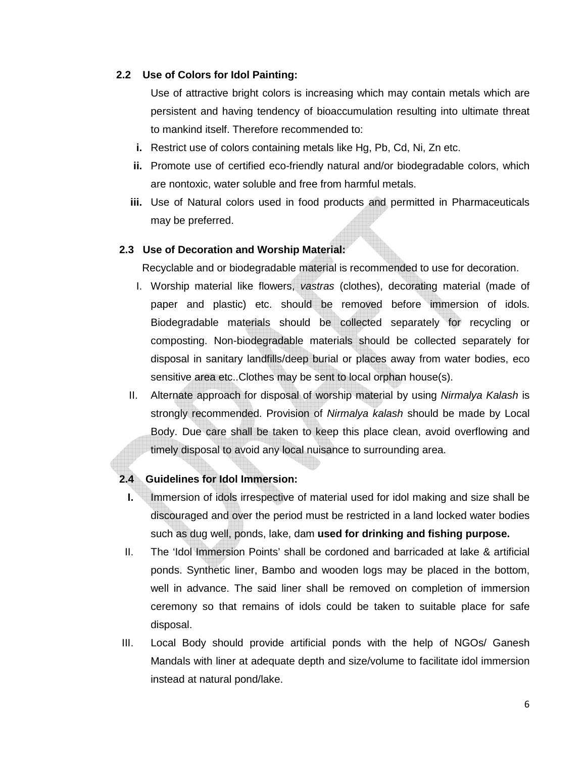### 2.2 Use of Colors for Idol Painting:

Use of attractive bright colors is increasing which may contain metals which are persistent and having tendency of bioaccumulation resulting into ultimate threat to mankind itself. Therefore recommended to:

- **i.** Restrict use of colors containing metals like Hg, Pb, Cd, Ni, Zn etc.
- **ii.** Promote use of certified eco-friendly natural and/or biodegradable colors, which are nontoxic, water soluble and free from harmful metals.
- **iii.** Use of Natural colors used in food products and permitted in Pharmaceuticals may be preferred.

### 2.3 Use of Decoration and Worship Material:

Recyclable and or biodegradable material is recommended to use for decoration.

- I. Worship material like flowers, *vastras* (clothes), decorating material (made of paper and plastic) etc. should be removed before immersion of idols. Biodegradable materials should be collected separately for recycling or composting. Non-biodegradable materials should be collected separately for disposal in sanitary landfills/deep burial or places away from water bodies, eco sensitive area etc..Clothes may be sent to local orphan house(s).
- II. Alternate approach for disposal of worship material by using *Nirmalya Kalash* is strongly recommended. Provision of *Nirmalya kalash* should be made by Local Body. Due care shall be taken to keep this place clean, avoid overflowing and timely disposal to avoid any local nuisance to surrounding area.

### 2.4 Guidelines for Idol Immersion:

- **I.** Immersion of idols irrespective of material used for idol making and size shall be discouraged and over the period must be restricted in a land locked water bodies such as dug well, ponds, lake, dam **used for drinking and fishing purpose.**
- II. The 'Idol Immersion Points' shall be cordoned and barricaded at lake & artificial ponds. Synthetic liner, Bambo and wooden logs may be placed in the bottom, well in advance. The said liner shall be removed on completion of immersion ceremony so that remains of idols could be taken to suitable place for safe disposal.
- III. Local Body should provide artificial ponds with the help of NGOs/ Ganesh Mandals with liner at adequate depth and size/volume to facilitate idol immersion instead at natural pond/lake.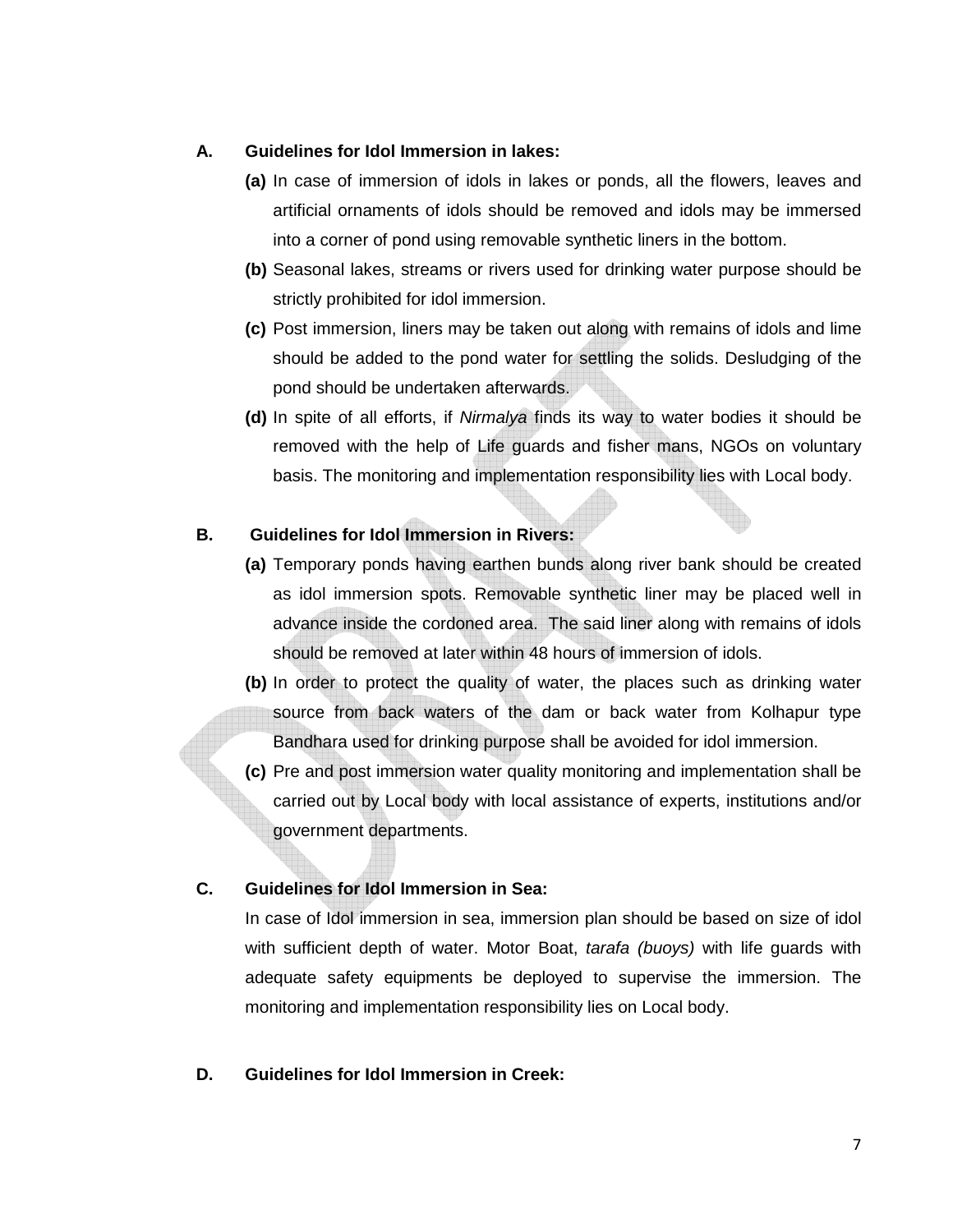## A. Guidelines for Idol Immersion in lakes:

**(a)** In case of immersion of idols in lakes or ponds, all the flowers, leaves and artificial ornaments of idols should be removed and idols may be immersed into a corner of pond using removable synthetic liners in the bottom.

**(b)** Seasonal lakes, streams or rivers used for drinking water purpose should be strictly prohibited for idol immersion.

**(c)** Post immersion, liners may be taken out along with remains of idols and lime should be added to the pond water for settling the solids. Desludging of the pond should be undertaken afterwards.

**(d)** In spite of all efforts, if *Nirmalya* finds its way to water bodies it should be removed with the help of Life guards and fisher mans, NGOs on voluntary basis. The monitoring and implementation responsibility lies with Local body.

## B. Guidelines for Idol Immersion in Rivers:

**(a)** Temporary ponds having earthen bunds along river bank should be created as idol immersion spots. Removable synthetic liner may be placed well in advance inside the cordoned area. The said liner along with remains of idols should be removed at later within 48 hours of immersion of idols.

**(b)** In order to protect the quality of water, the places such as drinking water source from back waters of the dam or back water from Kolhapur type Bandhara used for drinking purpose shall be avoided for idol immersion.

**(c)** Pre and post immersion water quality monitoring and implementation shall be carried out by Local body with local assistance of experts, institutions and/or government departments.

## C. Guidelines for Idol Immersion in Sea:

In case of Idol immersion in sea, immersion plan should be based on size of idol with sufficient depth of water. Motor Boat, *tarafa (buoys)* with life guards with adequate safety equipments be deployed to supervise the immersion. The monitoring and implementation responsibility lies on Local body.

## D. Guidelines for Idol Immersion in Creek: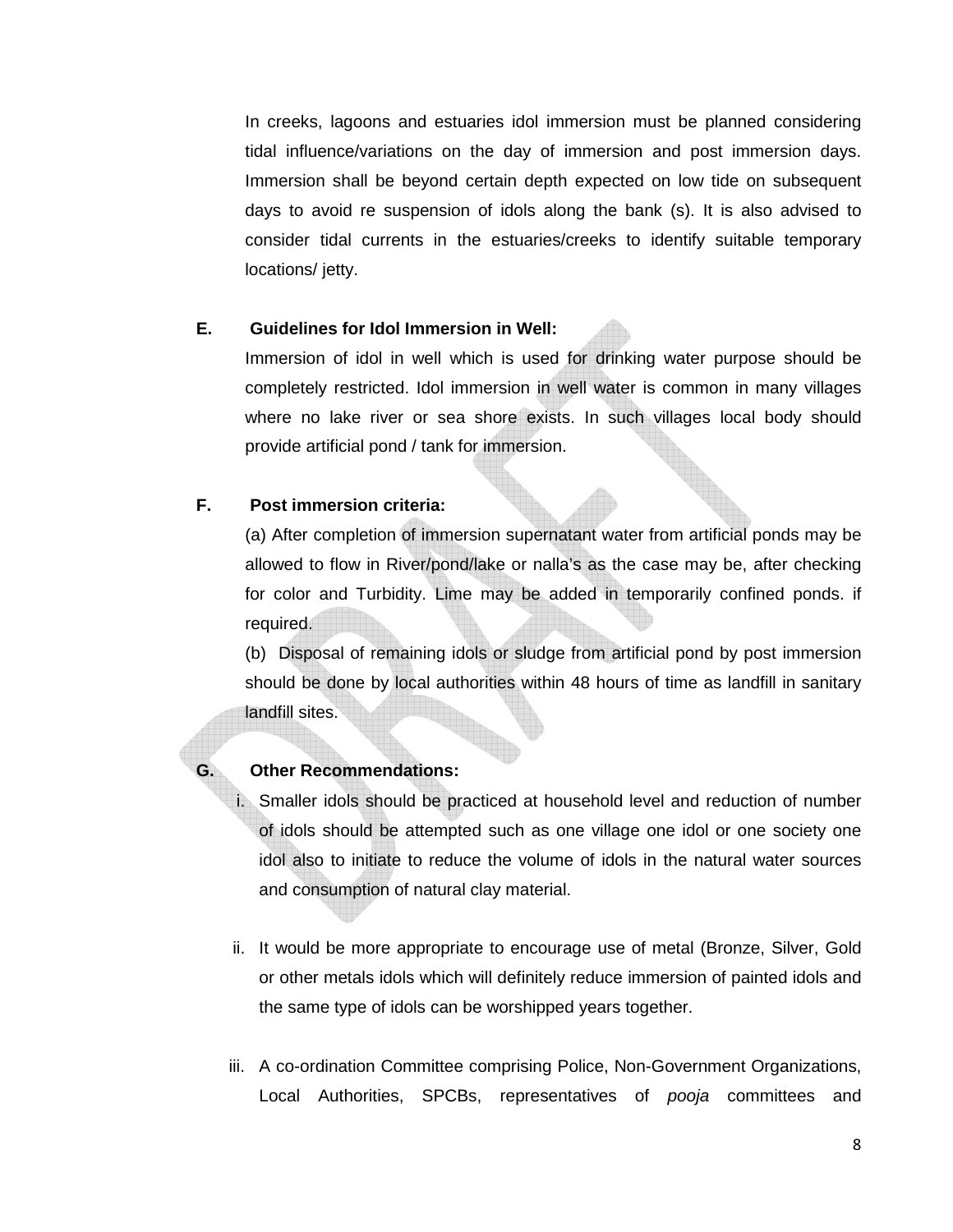In creeks, lagoons and estuaries idol immersion must be planned considering tidal influence/variations on the day of immersion and post immersion days. Immersion shall be beyond certain depth expected on low tide on subsequent days to avoid re suspension of idols along the bank (s). It is also advised to consider tidal currents in the estuaries/creeks to identify suitable temporary locations/ jetty.

**E. Guidelines for Idol Immersion in Well:**

Immersion of idol in well which is used for drinking water purpose should be completely restricted. Idol immersion in well water is common in many villages where no lake river or sea shore exists. In such villages local body should provide artificial pond / tank for immersion.

**F. Post immersion criteria:**

(a) After completion of immersion supernatant water from artificial ponds may be allowed to flow in River/pond/lake or nalla's as the case may be, after checking for color and Turbidity. Lime may be added in temporarily confined ponds. if required.

(b) Disposal of remaining idols or sludge from artificial pond by post immersion should be done by local authorities within 48 hours of time as landfill in sanitary landfill sites.

**G. Other Recommendations:**

i. Smaller idols should be practiced at household level and reduction of number of idols should be attempted such as one village one idol or one society one idol also to initiate to reduce the volume of idols in the natural water sources and consumption of natural clay material.

ii. It would be more appropriate to encourage use of metal (Bronze, Silver, Gold or other metals idols which will definitely reduce immersion of painted idols and the same type of idols can be worshipped years together.

iii. A co-ordination Committee comprising Police, Non-Government Organizations, Local Authorities, SPCBs, representatives of *pooja* committees and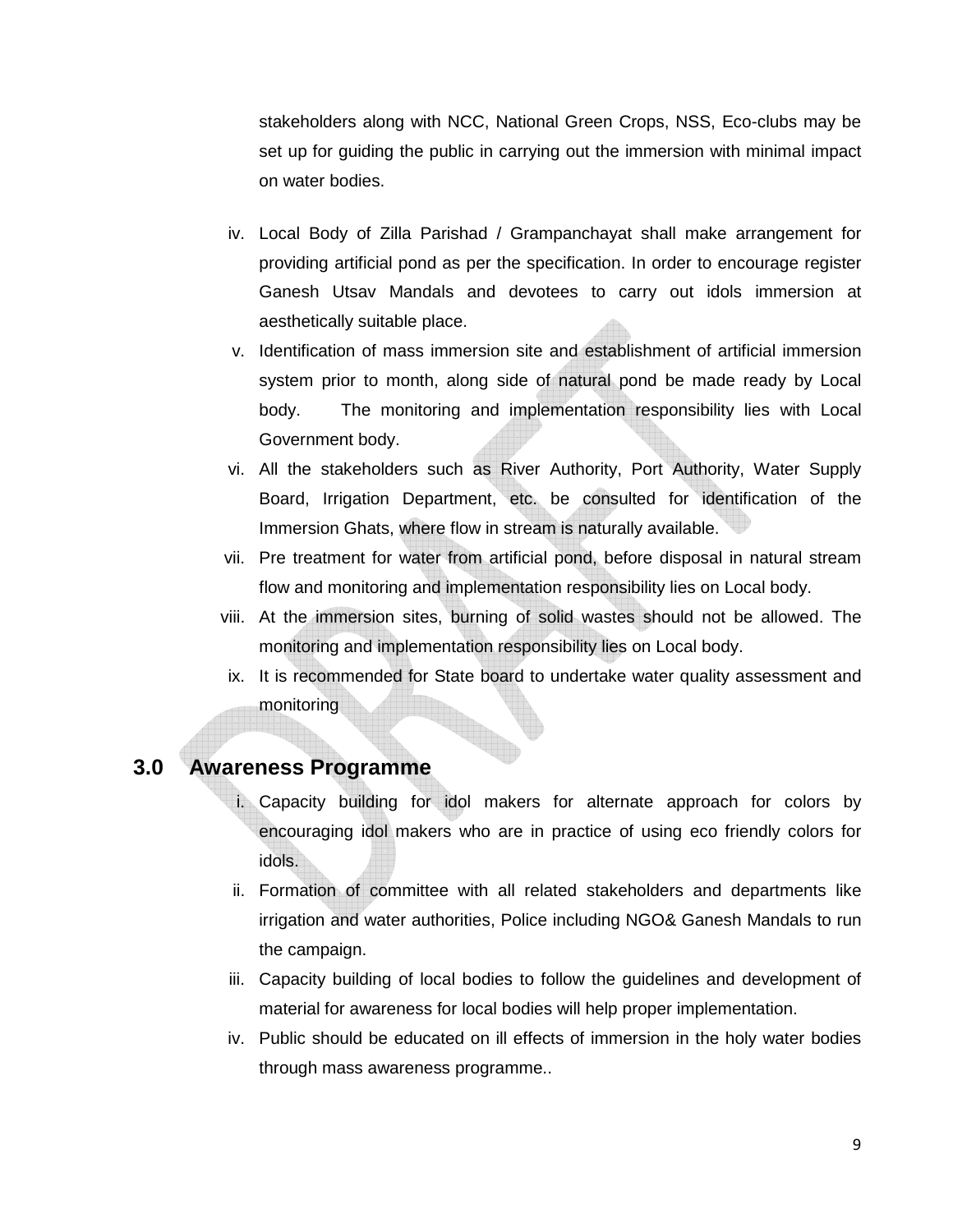stakeholders along with NCC, National Green Crops, NSS, Eco-clubs may be set up for guiding the public in carrying out the immersion with minimal impact on water bodies.

iv. Local Body of Zilla Parishad / Grampanchayat shall make arrangement for providing artificial pond as per the specification. In order to encourage register Ganesh Utsav Mandals and devotees to carry out idols immersion at aesthetically suitable place.

v. Identification of mass immersion site and establishment of artificial immersion system prior to month, along side of natural pond be made ready by Local body. The monitoring and implementation responsibility lies with Local Government body.

vi. All the stakeholders such as River Authority, Port Authority, Water Supply Board, Irrigation Department, etc. be consulted for identification of the Immersion Ghats, where flow in stream is naturally available.

vii. Pre treatment for water from artificial pond, before disposal in natural stream flow and monitoring and implementation responsibility lies on Local body.

viii. At the immersion sites, burning of solid wastes should not be allowed. The monitoring and implementation responsibility lies on Local body.

ix. It is recommended for State board to undertake water quality assessment and monitoring

## 3.0 Awareness Programme

i. Capacity building for idol makers for alternate approach for colors by encouraging idol makers who are in practice of using eco friendly colors for idols.

ii. Formation of committee with all related stakeholders and departments like irrigation and water authorities, Police including NGO& Ganesh Mandals to run the campaign.

iii. Capacity building of local bodies to follow the guidelines and development of material for awareness for local bodies will help proper implementation.

iv. Public should be educated on ill effects of immersion in the holy water bodies through mass awareness programme..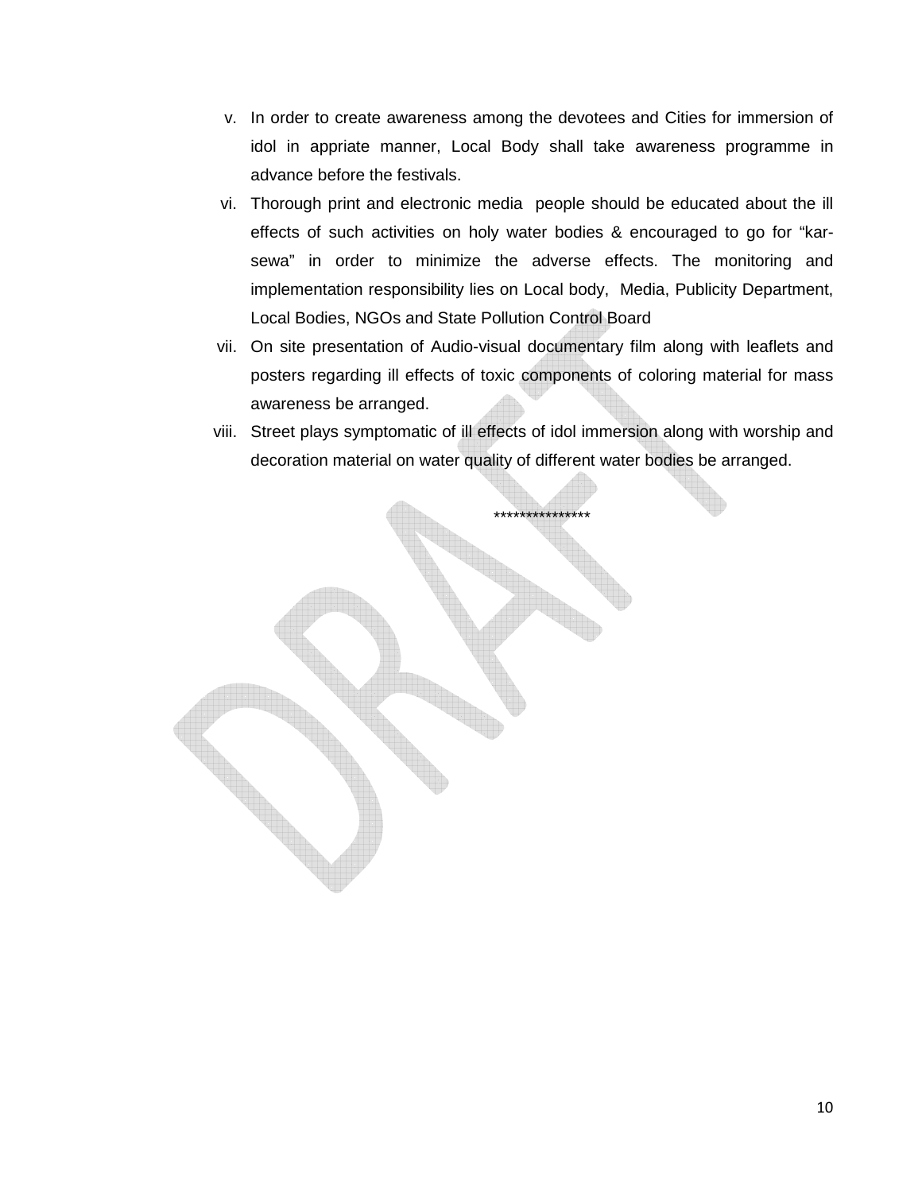v. In order to create awareness among the devotees and Cities for immersion of idol in appriate manner, Local Body shall take awareness programme in advance before the festivals.

vi. Thorough print and electronic media people should be educated about the ill effects of such activities on holy water bodies & encouraged to go for "kar-sewa" in order to minimize the adverse effects. The monitoring and implementation responsibility lies on Local body, Media, Publicity Department, Local Bodies, NGOs and State Pollution Control Board

vii. On site presentation of Audio-visual documentary film along with leaflets and posters regarding ill effects of toxic components of coloring material for mass awareness be arranged.

viii. Street plays symptomatic of ill effects of idol immersion along with worship and decoration material on water quality of different water bodies be arranged.

***************